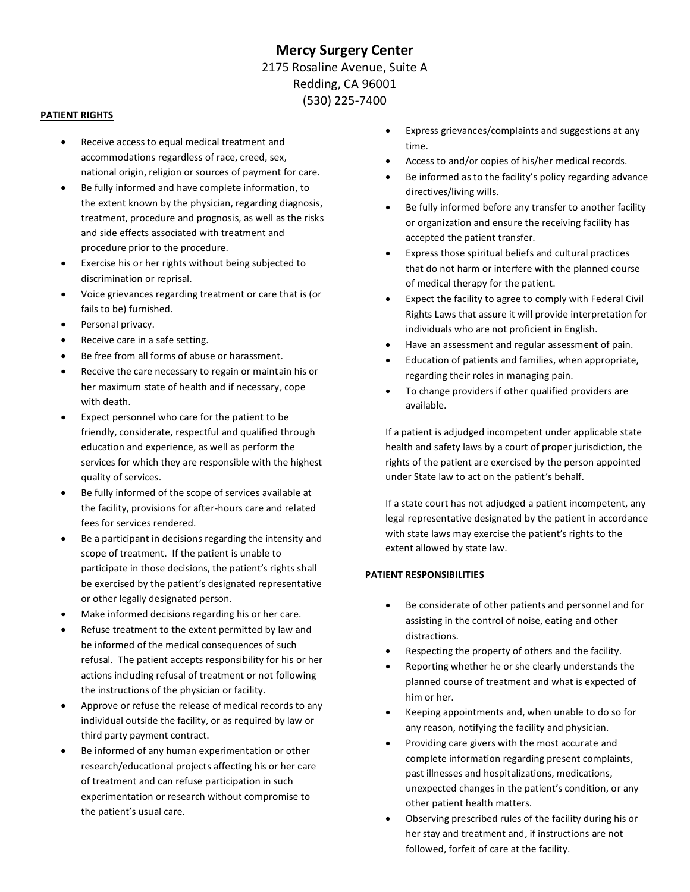# Mercy Surgery Center

2175 Rosaline Avenue, Suite A
Redding, CA 96001
(530) 225-7400

## PATIENT RIGHTS

- Receive access to equal medical treatment and accommodations regardless of race, creed, sex, national origin, religion or sources of payment for care.
- Be fully informed and have complete information, to the extent known by the physician, regarding diagnosis, treatment, procedure and prognosis, as well as the risks and side effects associated with treatment and procedure prior to the procedure.
- Exercise his or her rights without being subjected to discrimination or reprisal.
- Voice grievances regarding treatment or care that is (or fails to be) furnished.
- Personal privacy.
- Receive care in a safe setting.
- Be free from all forms of abuse or harassment.
- Receive the care necessary to regain or maintain his or her maximum state of health and if necessary, cope with death.
- Expect personnel who care for the patient to be friendly, considerate, respectful and qualified through education and experience, as well as perform the services for which they are responsible with the highest quality of services.
- Be fully informed of the scope of services available at the facility, provisions for after-hours care and related fees for services rendered.
- Be a participant in decisions regarding the intensity and scope of treatment. If the patient is unable to participate in those decisions, the patient's rights shall be exercised by the patient's designated representative or other legally designated person.
- Make informed decisions regarding his or her care.
- Refuse treatment to the extent permitted by law and be informed of the medical consequences of such refusal. The patient accepts responsibility for his or her actions including refusal of treatment or not following the instructions of the physician or facility.
- Approve or refuse the release of medical records to any individual outside the facility, or as required by law or third party payment contract.
- Be informed of any human experimentation or other research/educational projects affecting his or her care of treatment and can refuse participation in such experimentation or research without compromise to the patient's usual care.
- Express grievances/complaints and suggestions at any time.
- Access to and/or copies of his/her medical records.
- Be informed as to the facility's policy regarding advance directives/living wills.
- Be fully informed before any transfer to another facility or organization and ensure the receiving facility has accepted the patient transfer.
- Express those spiritual beliefs and cultural practices that do not harm or interfere with the planned course of medical therapy for the patient.
- Expect the facility to agree to comply with Federal Civil Rights Laws that assure it will provide interpretation for individuals who are not proficient in English.
- Have an assessment and regular assessment of pain.
- Education of patients and families, when appropriate, regarding their roles in managing pain.
- To change providers if other qualified providers are available.

If a patient is adjudged incompetent under applicable state health and safety laws by a court of proper jurisdiction, the rights of the patient are exercised by the person appointed under State law to act on the patient's behalf.

If a state court has not adjudged a patient incompetent, any legal representative designated by the patient in accordance with state laws may exercise the patient's rights to the extent allowed by state law.

## PATIENT RESPONSIBILITIES

- Be considerate of other patients and personnel and for assisting in the control of noise, eating and other distractions.
- Respecting the property of others and the facility.
- Reporting whether he or she clearly understands the planned course of treatment and what is expected of him or her.
- Keeping appointments and, when unable to do so for any reason, notifying the facility and physician.
- Providing care givers with the most accurate and complete information regarding present complaints, past illnesses and hospitalizations, medications, unexpected changes in the patient's condition, or any other patient health matters.
- Observing prescribed rules of the facility during his or her stay and treatment and, if instructions are not followed, forfeit of care at the facility.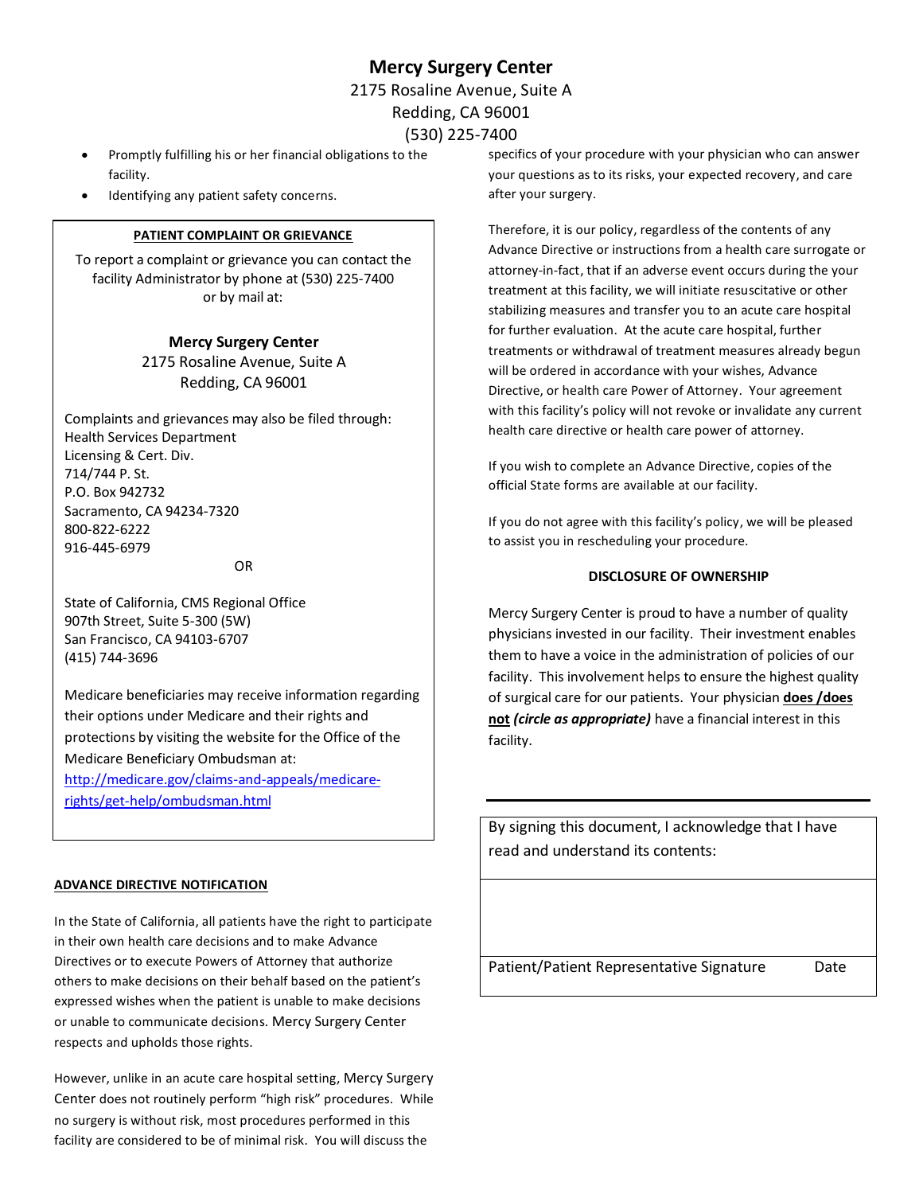# Mercy Surgery Center

2175 Rosaline Avenue, Suite A
Redding, CA 96001
(530) 225-7400

- Promptly fulfilling his or her financial obligations to the facility.
- Identifying any patient safety concerns.

**PATIENT COMPLAINT OR GRIEVANCE**

To report a complaint or grievance you can contact the facility Administrator by phone at (530) 225-7400 or by mail at:

**Mercy Surgery Center**
2175 Rosaline Avenue, Suite A
Redding, CA 96001

Complaints and grievances may also be filed through:
Health Services Department
Licensing & Cert. Div.
714/744 P. St.
P.O. Box 942732
Sacramento, CA 94234-7320
800-822-6222
916-445-6979

OR

State of California, CMS Regional Office
907th Street, Suite 5-300 (5W)
San Francisco, CA 94103-6707
(415) 744-3696

Medicare beneficiaries may receive information regarding their options under Medicare and their rights and protections by visiting the website for the Office of the Medicare Beneficiary Ombudsman at: http://medicare.gov/claims-and-appeals/medicare-rights/get-help/ombudsman.html

**ADVANCE DIRECTIVE NOTIFICATION**

In the State of California, all patients have the right to participate in their own health care decisions and to make Advance Directives or to execute Powers of Attorney that authorize others to make decisions on their behalf based on the patient's expressed wishes when the patient is unable to make decisions or unable to communicate decisions. Mercy Surgery Center respects and upholds those rights.

However, unlike in an acute care hospital setting, Mercy Surgery Center does not routinely perform "high risk" procedures. While no surgery is without risk, most procedures performed in this facility are considered to be of minimal risk. You will discuss the specifics of your procedure with your physician who can answer your questions as to its risks, your expected recovery, and care after your surgery.

Therefore, it is our policy, regardless of the contents of any Advance Directive or instructions from a health care surrogate or attorney-in-fact, that if an adverse event occurs during the your treatment at this facility, we will initiate resuscitative or other stabilizing measures and transfer you to an acute care hospital for further evaluation. At the acute care hospital, further treatments or withdrawal of treatment measures already begun will be ordered in accordance with your wishes, Advance Directive, or health care Power of Attorney. Your agreement with this facility's policy will not revoke or invalidate any current health care directive or health care power of attorney.

If you wish to complete an Advance Directive, copies of the official State forms are available at our facility.

If you do not agree with this facility's policy, we will be pleased to assist you in rescheduling your procedure.

**DISCLOSURE OF OWNERSHIP**

Mercy Surgery Center is proud to have a number of quality physicians invested in our facility. Their investment enables them to have a voice in the administration of policies of our facility. This involvement helps to ensure the highest quality of surgical care for our patients. Your physician **does /does not** ***(circle as appropriate)*** have a financial interest in this facility.

By signing this document, I acknowledge that I have read and understand its contents:

Patient/Patient Representative Signature          Date